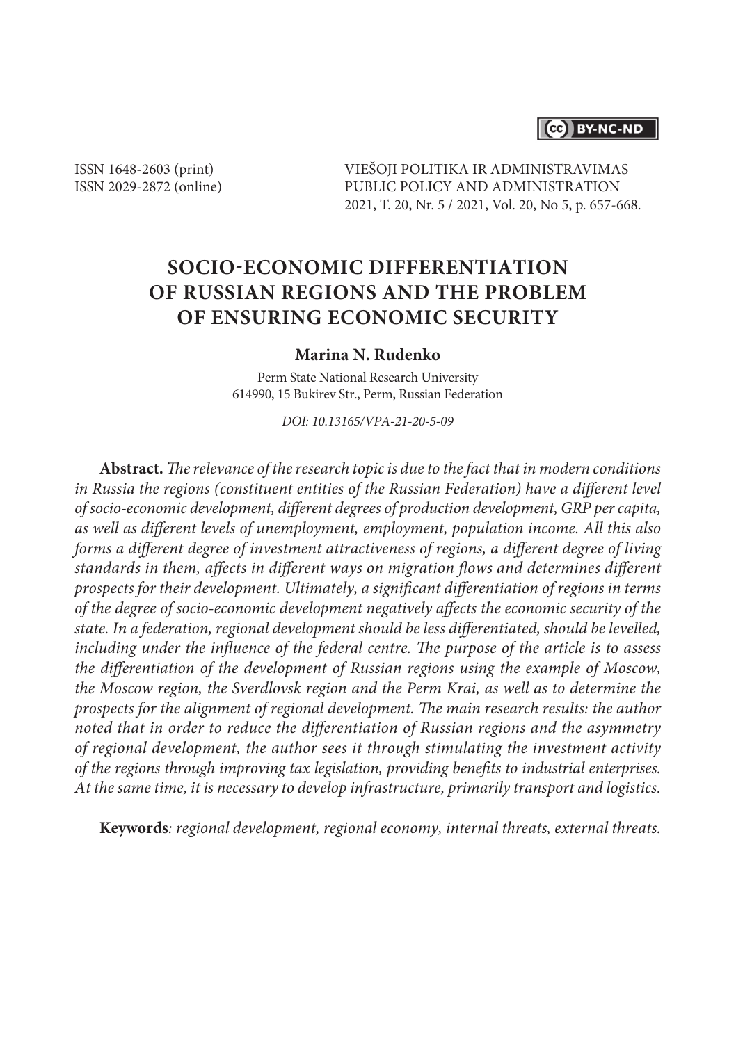CC BY-NC-ND

ISSN 1648-2603 (print)
ISSN 2029-2872 (online)

VIEŠOJI POLITIKA IR ADMINISTRAVIMAS
PUBLIC POLICY AND ADMINISTRATION
2021, T. 20, Nr. 5 / 2021, Vol. 20, No 5, p. 657-668.

# SOCIO-ECONOMIC DIFFERENTIATION OF RUSSIAN REGIONS AND THE PROBLEM OF ENSURING ECONOMIC SECURITY

**Marina N. Rudenko**

Perm State National Research University
614990, 15 Bukirev Str., Perm, Russian Federation

*DOI: 10.13165/VPA-21-20-5-09*

**Abstract.** *The relevance of the research topic is due to the fact that in modern conditions in Russia the regions (constituent entities of the Russian Federation) have a different level of socio-economic development, different degrees of production development, GRP per capita, as well as different levels of unemployment, employment, population income. All this also forms a different degree of investment attractiveness of regions, a different degree of living standards in them, affects in different ways on migration flows and determines different prospects for their development. Ultimately, a significant differentiation of regions in terms of the degree of socio-economic development negatively affects the economic security of the state. In a federation, regional development should be less differentiated, should be levelled, including under the influence of the federal centre. The purpose of the article is to assess the differentiation of the development of Russian regions using the example of Moscow, the Moscow region, the Sverdlovsk region and the Perm Krai, as well as to determine the prospects for the alignment of regional development. The main research results: the author noted that in order to reduce the differentiation of Russian regions and the asymmetry of regional development, the author sees it through stimulating the investment activity of the regions through improving tax legislation, providing benefits to industrial enterprises. At the same time, it is necessary to develop infrastructure, primarily transport and logistics.*

**Keywords***: regional development, regional economy, internal threats, external threats.*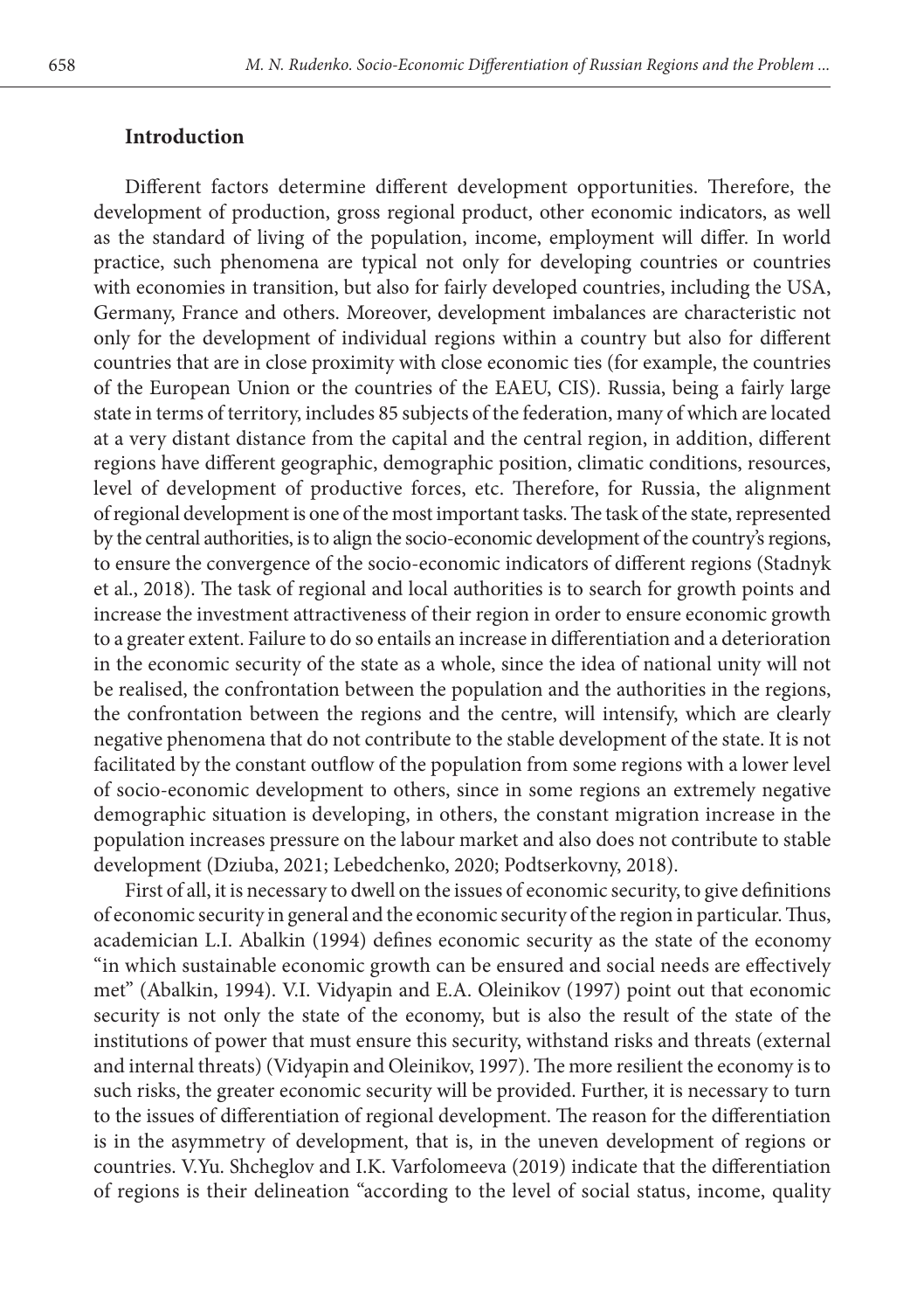## Introduction

Different factors determine different development opportunities. Therefore, the development of production, gross regional product, other economic indicators, as well as the standard of living of the population, income, employment will differ. In world practice, such phenomena are typical not only for developing countries or countries with economies in transition, but also for fairly developed countries, including the USA, Germany, France and others. Moreover, development imbalances are characteristic not only for the development of individual regions within a country but also for different countries that are in close proximity with close economic ties (for example, the countries of the European Union or the countries of the EAEU, CIS). Russia, being a fairly large state in terms of territory, includes 85 subjects of the federation, many of which are located at a very distant distance from the capital and the central region, in addition, different regions have different geographic, demographic position, climatic conditions, resources, level of development of productive forces, etc. Therefore, for Russia, the alignment of regional development is one of the most important tasks. The task of the state, represented by the central authorities, is to align the socio-economic development of the country's regions, to ensure the convergence of the socio-economic indicators of different regions (Stadnyk et al., 2018). The task of regional and local authorities is to search for growth points and increase the investment attractiveness of their region in order to ensure economic growth to a greater extent. Failure to do so entails an increase in differentiation and a deterioration in the economic security of the state as a whole, since the idea of national unity will not be realised, the confrontation between the population and the authorities in the regions, the confrontation between the regions and the centre, will intensify, which are clearly negative phenomena that do not contribute to the stable development of the state. It is not facilitated by the constant outflow of the population from some regions with a lower level of socio-economic development to others, since in some regions an extremely negative demographic situation is developing, in others, the constant migration increase in the population increases pressure on the labour market and also does not contribute to stable development (Dziuba, 2021; Lebedchenko, 2020; Podtserkovny, 2018).

First of all, it is necessary to dwell on the issues of economic security, to give definitions of economic security in general and the economic security of the region in particular. Thus, academician L.I. Abalkin (1994) defines economic security as the state of the economy "in which sustainable economic growth can be ensured and social needs are effectively met" (Abalkin, 1994). V.I. Vidyapin and E.A. Oleinikov (1997) point out that economic security is not only the state of the economy, but is also the result of the state of the institutions of power that must ensure this security, withstand risks and threats (external and internal threats) (Vidyapin and Oleinikov, 1997). The more resilient the economy is to such risks, the greater economic security will be provided. Further, it is necessary to turn to the issues of differentiation of regional development. The reason for the differentiation is in the asymmetry of development, that is, in the uneven development of regions or countries. V.Yu. Shcheglov and I.K. Varfolomeeva (2019) indicate that the differentiation of regions is their delineation "according to the level of social status, income, quality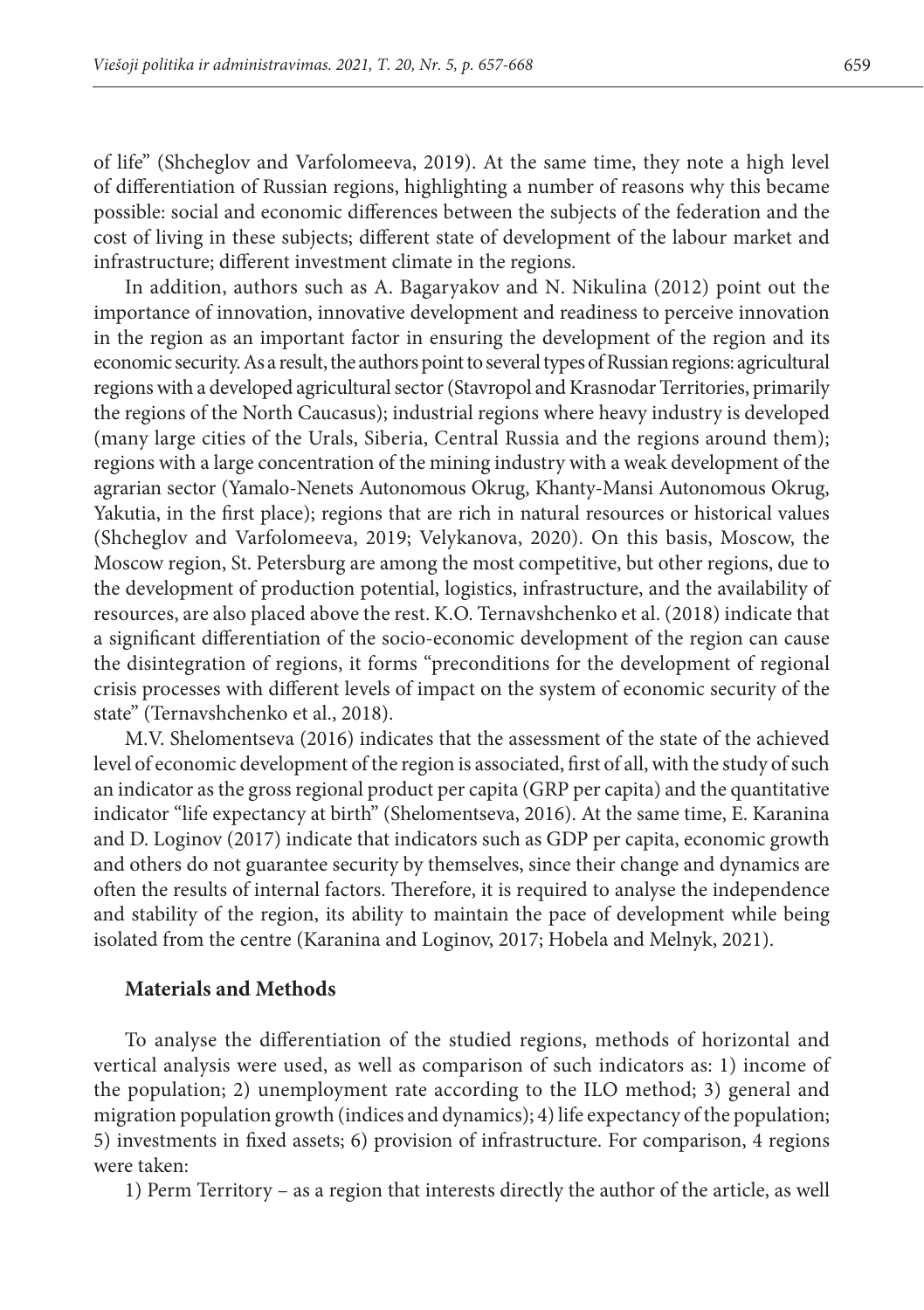of life" (Shcheglov and Varfolomeeva, 2019). At the same time, they note a high level of differentiation of Russian regions, highlighting a number of reasons why this became possible: social and economic differences between the subjects of the federation and the cost of living in these subjects; different state of development of the labour market and infrastructure; different investment climate in the regions.

In addition, authors such as A. Bagaryakov and N. Nikulina (2012) point out the importance of innovation, innovative development and readiness to perceive innovation in the region as an important factor in ensuring the development of the region and its economic security. As a result, the authors point to several types of Russian regions: agricultural regions with a developed agricultural sector (Stavropol and Krasnodar Territories, primarily the regions of the North Caucasus); industrial regions where heavy industry is developed (many large cities of the Urals, Siberia, Central Russia and the regions around them); regions with a large concentration of the mining industry with a weak development of the agrarian sector (Yamalo-Nenets Autonomous Okrug, Khanty-Mansi Autonomous Okrug, Yakutia, in the first place); regions that are rich in natural resources or historical values (Shcheglov and Varfolomeeva, 2019; Velykanova, 2020). On this basis, Moscow, the Moscow region, St. Petersburg are among the most competitive, but other regions, due to the development of production potential, logistics, infrastructure, and the availability of resources, are also placed above the rest. K.O. Ternavshchenko et al. (2018) indicate that a significant differentiation of the socio-economic development of the region can cause the disintegration of regions, it forms "preconditions for the development of regional crisis processes with different levels of impact on the system of economic security of the state" (Ternavshchenko et al., 2018).

M.V. Shelomentseva (2016) indicates that the assessment of the state of the achieved level of economic development of the region is associated, first of all, with the study of such an indicator as the gross regional product per capita (GRP per capita) and the quantitative indicator "life expectancy at birth" (Shelomentseva, 2016). At the same time, E. Karanina and D. Loginov (2017) indicate that indicators such as GDP per capita, economic growth and others do not guarantee security by themselves, since their change and dynamics are often the results of internal factors. Therefore, it is required to analyse the independence and stability of the region, its ability to maintain the pace of development while being isolated from the centre (Karanina and Loginov, 2017; Hobela and Melnyk, 2021).

## Materials and Methods

To analyse the differentiation of the studied regions, methods of horizontal and vertical analysis were used, as well as comparison of such indicators as: 1) income of the population; 2) unemployment rate according to the ILO method; 3) general and migration population growth (indices and dynamics); 4) life expectancy of the population; 5) investments in fixed assets; 6) provision of infrastructure. For comparison, 4 regions were taken:

1) Perm Territory – as a region that interests directly the author of the article, as well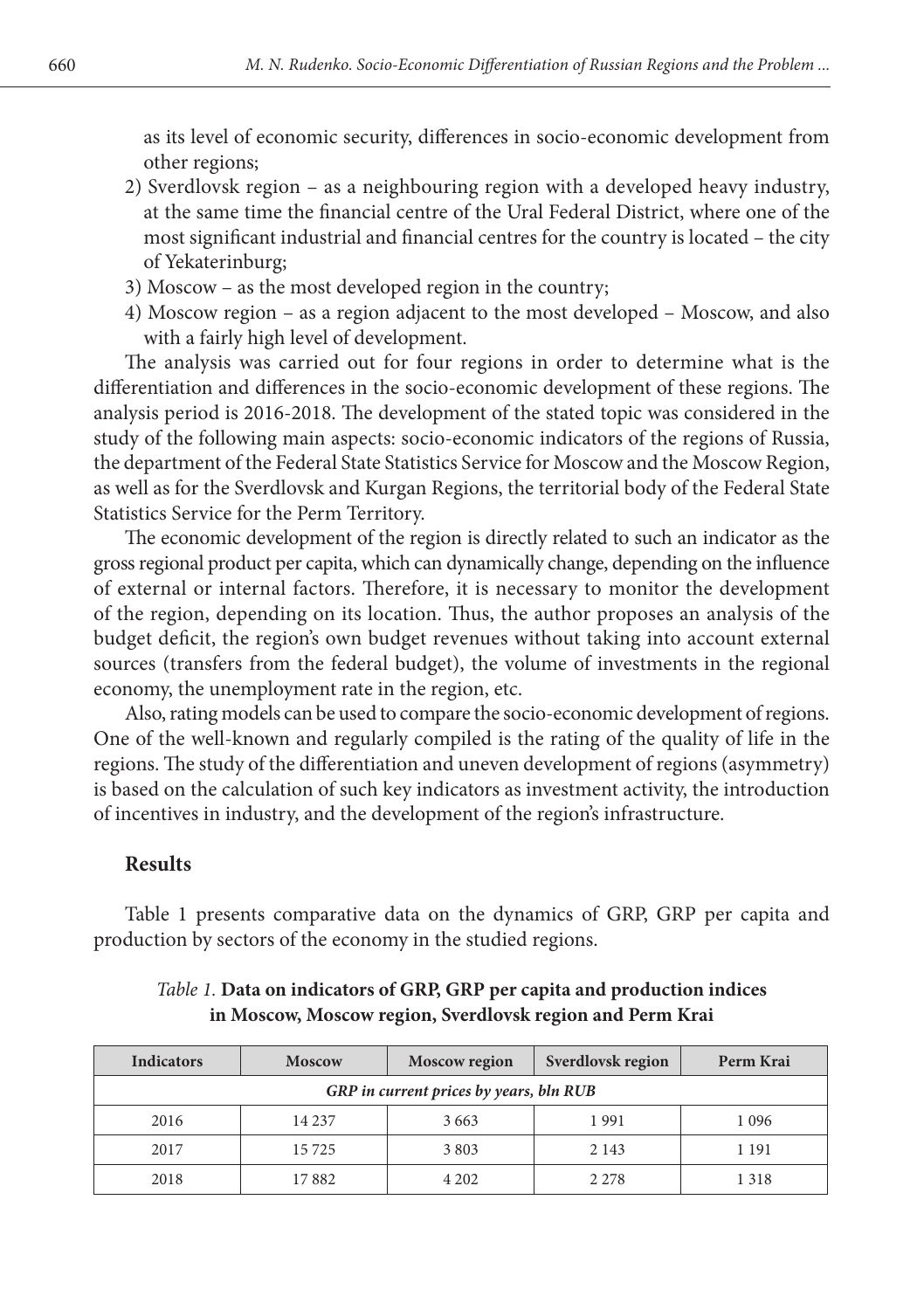as its level of economic security, differences in socio-economic development from other regions;

2) Sverdlovsk region – as a neighbouring region with a developed heavy industry, at the same time the financial centre of the Ural Federal District, where one of the most significant industrial and financial centres for the country is located – the city of Yekaterinburg;
3) Moscow – as the most developed region in the country;
4) Moscow region – as a region adjacent to the most developed – Moscow, and also with a fairly high level of development.

The analysis was carried out for four regions in order to determine what is the differentiation and differences in the socio-economic development of these regions. The analysis period is 2016-2018. The development of the stated topic was considered in the study of the following main aspects: socio-economic indicators of the regions of Russia, the department of the Federal State Statistics Service for Moscow and the Moscow Region, as well as for the Sverdlovsk and Kurgan Regions, the territorial body of the Federal State Statistics Service for the Perm Territory.

The economic development of the region is directly related to such an indicator as the gross regional product per capita, which can dynamically change, depending on the influence of external or internal factors. Therefore, it is necessary to monitor the development of the region, depending on its location. Thus, the author proposes an analysis of the budget deficit, the region's own budget revenues without taking into account external sources (transfers from the federal budget), the volume of investments in the regional economy, the unemployment rate in the region, etc.

Also, rating models can be used to compare the socio-economic development of regions. One of the well-known and regularly compiled is the rating of the quality of life in the regions. The study of the differentiation and uneven development of regions (asymmetry) is based on the calculation of such key indicators as investment activity, the introduction of incentives in industry, and the development of the region's infrastructure.

## Results

Table 1 presents comparative data on the dynamics of GRP, GRP per capita and production by sectors of the economy in the studied regions.

*Table 1.* **Data on indicators of GRP, GRP per capita and production indices in Moscow, Moscow region, Sverdlovsk region and Perm Krai**

| Indicators | Moscow | Moscow region | Sverdlovsk region | Perm Krai |
|---|---|---|---|---|
| *GRP in current prices by years, bln RUB* | | | | |
| 2016 | 14 237 | 3 663 | 1 991 | 1 096 |
| 2017 | 15 725 | 3 803 | 2 143 | 1 191 |
| 2018 | 17 882 | 4 202 | 2 278 | 1 318 |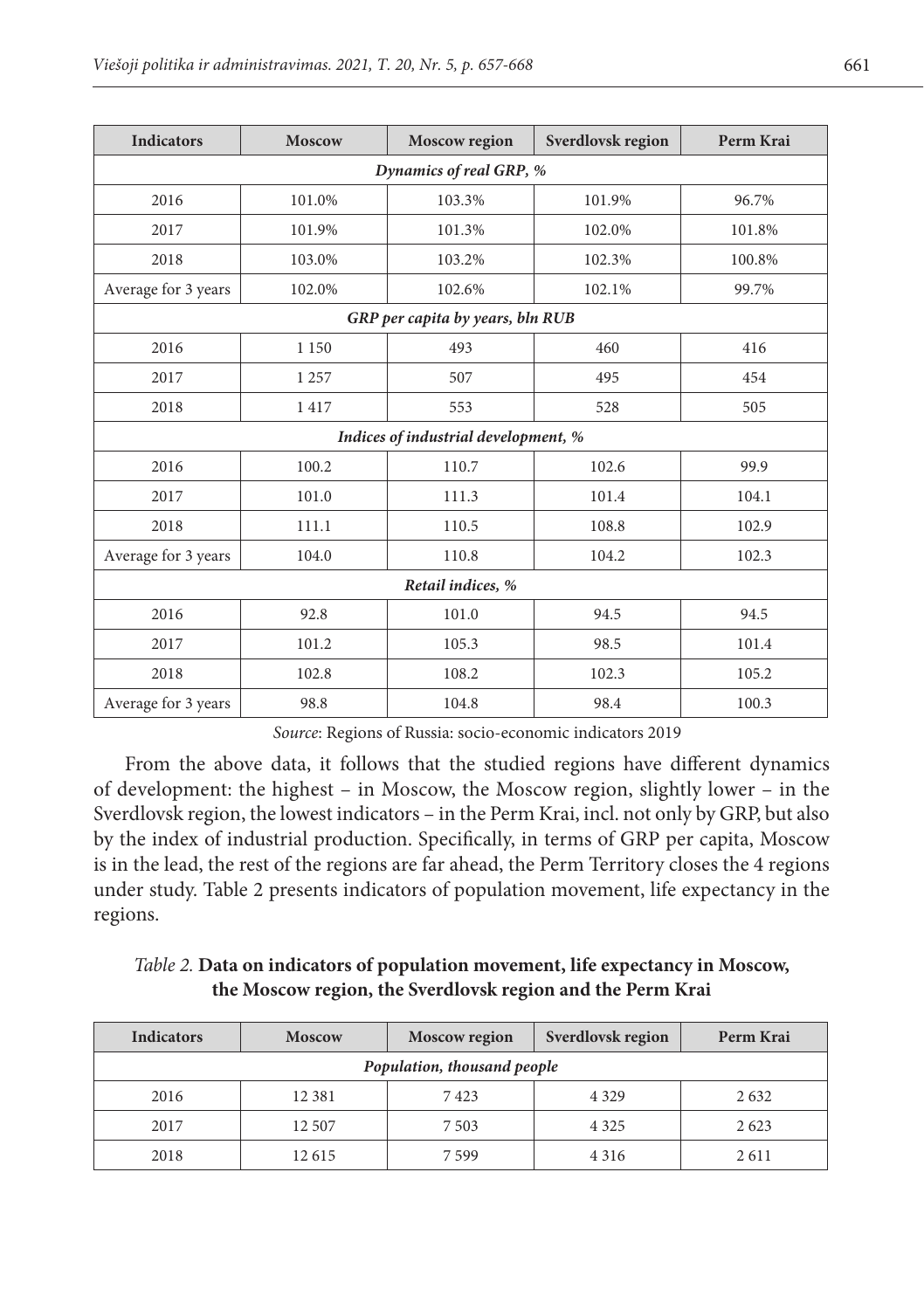| Indicators | Moscow | Moscow region | Sverdlovsk region | Perm Krai |
|---|---|---|---|---|
| *Dynamics of real GRP, %* | | | | |
| 2016 | 101.0% | 103.3% | 101.9% | 96.7% |
| 2017 | 101.9% | 101.3% | 102.0% | 101.8% |
| 2018 | 103.0% | 103.2% | 102.3% | 100.8% |
| Average for 3 years | 102.0% | 102.6% | 102.1% | 99.7% |
| *GRP per capita by years, bln RUB* | | | | |
| 2016 | 1 150 | 493 | 460 | 416 |
| 2017 | 1 257 | 507 | 495 | 454 |
| 2018 | 1 417 | 553 | 528 | 505 |
| *Indices of industrial development, %* | | | | |
| 2016 | 100.2 | 110.7 | 102.6 | 99.9 |
| 2017 | 101.0 | 111.3 | 101.4 | 104.1 |
| 2018 | 111.1 | 110.5 | 108.8 | 102.9 |
| Average for 3 years | 104.0 | 110.8 | 104.2 | 102.3 |
| *Retail indices, %* | | | | |
| 2016 | 92.8 | 101.0 | 94.5 | 94.5 |
| 2017 | 101.2 | 105.3 | 98.5 | 101.4 |
| 2018 | 102.8 | 108.2 | 102.3 | 105.2 |
| Average for 3 years | 98.8 | 104.8 | 98.4 | 100.3 |

*Source*: Regions of Russia: socio-economic indicators 2019

From the above data, it follows that the studied regions have different dynamics of development: the highest – in Moscow, the Moscow region, slightly lower – in the Sverdlovsk region, the lowest indicators – in the Perm Krai, incl. not only by GRP, but also by the index of industrial production. Specifically, in terms of GRP per capita, Moscow is in the lead, the rest of the regions are far ahead, the Perm Territory closes the 4 regions under study. Table 2 presents indicators of population movement, life expectancy in the regions.

*Table 2.* **Data on indicators of population movement, life expectancy in Moscow, the Moscow region, the Sverdlovsk region and the Perm Krai**

| Indicators | Moscow | Moscow region | Sverdlovsk region | Perm Krai |
|---|---|---|---|---|
| *Population, thousand people* | | | | |
| 2016 | 12 381 | 7 423 | 4 329 | 2 632 |
| 2017 | 12 507 | 7 503 | 4 325 | 2 623 |
| 2018 | 12 615 | 7 599 | 4 316 | 2 611 |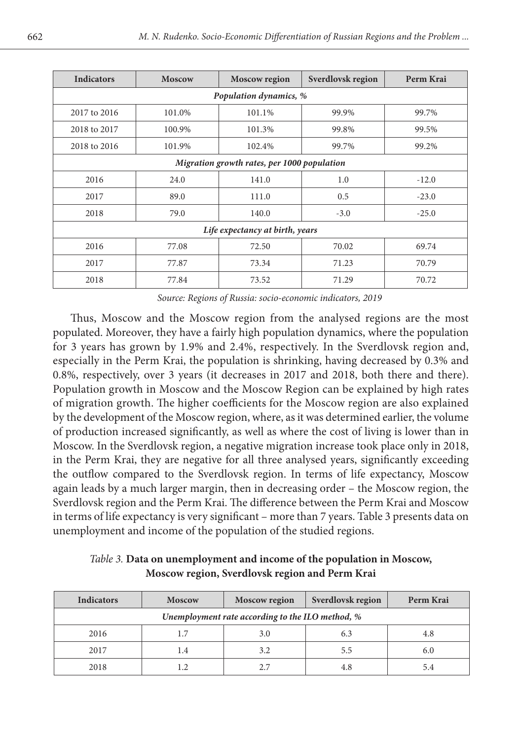| Indicators | Moscow | Moscow region | Sverdlovsk region | Perm Krai |
|---|---|---|---|---|
| *Population dynamics, %* | | | | |
| 2017 to 2016 | 101.0% | 101.1% | 99.9% | 99.7% |
| 2018 to 2017 | 100.9% | 101.3% | 99.8% | 99.5% |
| 2018 to 2016 | 101.9% | 102.4% | 99.7% | 99.2% |
| *Migration growth rates, per 1000 population* | | | | |
| 2016 | 24.0 | 141.0 | 1.0 | -12.0 |
| 2017 | 89.0 | 111.0 | 0.5 | -23.0 |
| 2018 | 79.0 | 140.0 | -3.0 | -25.0 |
| *Life expectancy at birth, years* | | | | |
| 2016 | 77.08 | 72.50 | 70.02 | 69.74 |
| 2017 | 77.87 | 73.34 | 71.23 | 70.79 |
| 2018 | 77.84 | 73.52 | 71.29 | 70.72 |

*Source: Regions of Russia: socio-economic indicators, 2019*

Thus, Moscow and the Moscow region from the analysed regions are the most populated. Moreover, they have a fairly high population dynamics, where the population for 3 years has grown by 1.9% and 2.4%, respectively. In the Sverdlovsk region and, especially in the Perm Krai, the population is shrinking, having decreased by 0.3% and 0.8%, respectively, over 3 years (it decreases in 2017 and 2018, both there and there). Population growth in Moscow and the Moscow Region can be explained by high rates of migration growth. The higher coefficients for the Moscow region are also explained by the development of the Moscow region, where, as it was determined earlier, the volume of production increased significantly, as well as where the cost of living is lower than in Moscow. In the Sverdlovsk region, a negative migration increase took place only in 2018, in the Perm Krai, they are negative for all three analysed years, significantly exceeding the outflow compared to the Sverdlovsk region. In terms of life expectancy, Moscow again leads by a much larger margin, then in decreasing order – the Moscow region, the Sverdlovsk region and the Perm Krai. The difference between the Perm Krai and Moscow in terms of life expectancy is very significant – more than 7 years. Table 3 presents data on unemployment and income of the population of the studied regions.

*Table 3.* **Data on unemployment and income of the population in Moscow, Moscow region, Sverdlovsk region and Perm Krai**

| Indicators | Moscow | Moscow region | Sverdlovsk region | Perm Krai |
|---|---|---|---|---|
| *Unemployment rate according to the ILO method, %* | | | | |
| 2016 | 1.7 | 3.0 | 6.3 | 4.8 |
| 2017 | 1.4 | 3.2 | 5.5 | 6.0 |
| 2018 | 1.2 | 2.7 | 4.8 | 5.4 |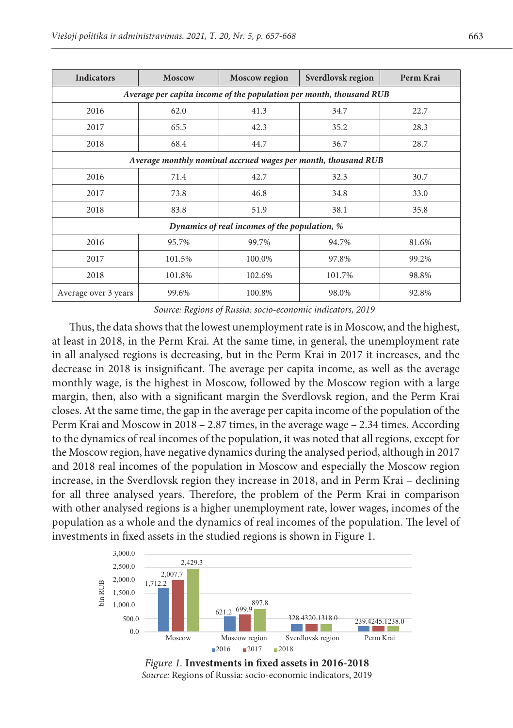| Indicators | Moscow | Moscow region | Sverdlovsk region | Perm Krai |
|---|---|---|---|---|
| *Average per capita income of the population per month, thousand RUB* | | | | |
| 2016 | 62.0 | 41.3 | 34.7 | 22.7 |
| 2017 | 65.5 | 42.3 | 35.2 | 28.3 |
| 2018 | 68.4 | 44.7 | 36.7 | 28.7 |
| *Average monthly nominal accrued wages per month, thousand RUB* | | | | |
| 2016 | 71.4 | 42.7 | 32.3 | 30.7 |
| 2017 | 73.8 | 46.8 | 34.8 | 33.0 |
| 2018 | 83.8 | 51.9 | 38.1 | 35.8 |
| *Dynamics of real incomes of the population, %* | | | | |
| 2016 | 95.7% | 99.7% | 94.7% | 81.6% |
| 2017 | 101.5% | 100.0% | 97.8% | 99.2% |
| 2018 | 101.8% | 102.6% | 101.7% | 98.8% |
| Average over 3 years | 99.6% | 100.8% | 98.0% | 92.8% |

*Source: Regions of Russia: socio-economic indicators, 2019*

Thus, the data shows that the lowest unemployment rate is in Moscow, and the highest, at least in 2018, in the Perm Krai. At the same time, in general, the unemployment rate in all analysed regions is decreasing, but in the Perm Krai in 2017 it increases, and the decrease in 2018 is insignificant. The average per capita income, as well as the average monthly wage, is the highest in Moscow, followed by the Moscow region with a large margin, then, also with a significant margin the Sverdlovsk region, and the Perm Krai closes. At the same time, the gap in the average per capita income of the population of the Perm Krai and Moscow in 2018 – 2.87 times, in the average wage – 2.34 times. According to the dynamics of real incomes of the population, it was noted that all regions, except for the Moscow region, have negative dynamics during the analysed period, although in 2017 and 2018 real incomes of the population in Moscow and especially the Moscow region increase, in the Sverdlovsk region they increase in 2018, and in Perm Krai – declining for all three analysed years. Therefore, the problem of the Perm Krai in comparison with other analysed regions is a higher unemployment rate, lower wages, incomes of the population as a whole and the dynamics of real incomes of the population. The level of investments in fixed assets in the studied regions is shown in Figure 1.

3,000.0
2,500.0
2,000.0
1,500.0
1,000.0
500.0
0.0
bln RUB
1,712.2
2,007.7
2,429.3
621.2
699.9
897.8
328.4320.1318.0
239.4245.1238.0
Moscow
Moscow region
Sverdlovsk region
Perm Krai
2016
2017
2018

*Figure 1.* **Investments in fixed assets in 2016-2018**
*Source:* Regions of Russia: socio-economic indicators, 2019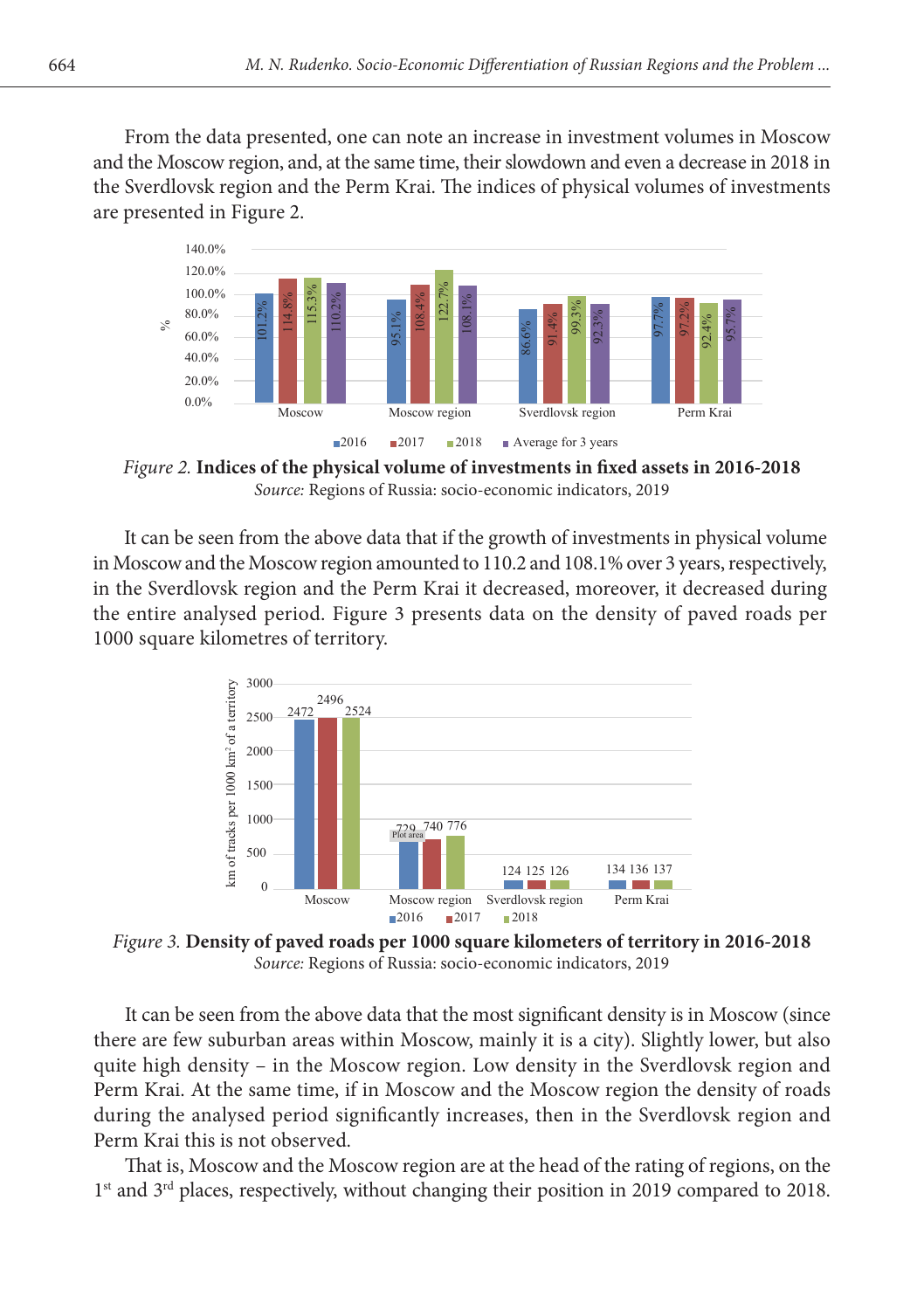From the data presented, one can note an increase in investment volumes in Moscow and the Moscow region, and, at the same time, their slowdown and even a decrease in 2018 in the Sverdlovsk region and the Perm Krai. The indices of physical volumes of investments are presented in Figure 2.

140.0%
120.0%
100.0%
80.0%
60.0%
40.0%
20.0%
0.0%

%

101.2% 114.8% 115.3% 110.2%
95.1% 108.4% 122.7% 108.1%
86.6% 91.4% 99.3% 92.3%
97.7% 97.2% 92.4% 95.7%

Moscow | Moscow region | Sverdlovsk region | Perm Krai

2016 2017 2018 Average for 3 years

*Figure 2.* **Indices of the physical volume of investments in fixed assets in 2016-2018**
*Source:* Regions of Russia: socio-economic indicators, 2019

It can be seen from the above data that if the growth of investments in physical volume in Moscow and the Moscow region amounted to 110.2 and 108.1% over 3 years, respectively, in the Sverdlovsk region and the Perm Krai it decreased, moreover, it decreased during the entire analysed period. Figure 3 presents data on the density of paved roads per 1000 square kilometres of territory.

3000
2500
2000
1500
1000
500
0

km of tracks per 1000 km² of a territory

2472 2496 2524
729 740 776
Plot area
124 125 126
134 136 137

Moscow | Moscow region | Sverdlovsk region | Perm Krai

2016 2017 2018

*Figure 3.* **Density of paved roads per 1000 square kilometers of territory in 2016-2018**
*Source:* Regions of Russia: socio-economic indicators, 2019

It can be seen from the above data that the most significant density is in Moscow (since there are few suburban areas within Moscow, mainly it is a city). Slightly lower, but also quite high density – in the Moscow region. Low density in the Sverdlovsk region and Perm Krai. At the same time, if in Moscow and the Moscow region the density of roads during the analysed period significantly increases, then in the Sverdlovsk region and Perm Krai this is not observed.

That is, Moscow and the Moscow region are at the head of the rating of regions, on the 1st and 3rd places, respectively, without changing their position in 2019 compared to 2018.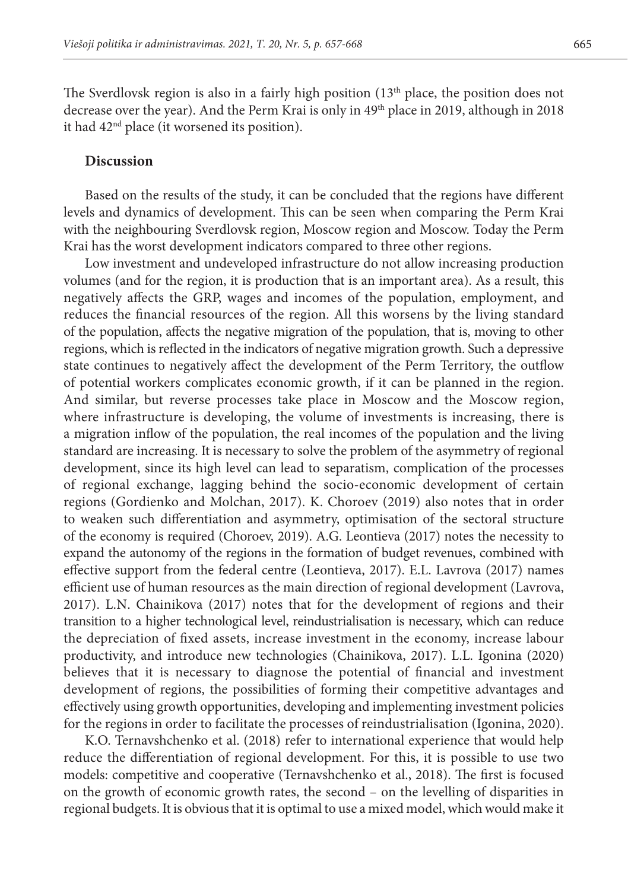The Sverdlovsk region is also in a fairly high position (13th place, the position does not decrease over the year). And the Perm Krai is only in 49th place in 2019, although in 2018 it had 42nd place (it worsened its position).

## Discussion

Based on the results of the study, it can be concluded that the regions have different levels and dynamics of development. This can be seen when comparing the Perm Krai with the neighbouring Sverdlovsk region, Moscow region and Moscow. Today the Perm Krai has the worst development indicators compared to three other regions.

Low investment and undeveloped infrastructure do not allow increasing production volumes (and for the region, it is production that is an important area). As a result, this negatively affects the GRP, wages and incomes of the population, employment, and reduces the financial resources of the region. All this worsens by the living standard of the population, affects the negative migration of the population, that is, moving to other regions, which is reflected in the indicators of negative migration growth. Such a depressive state continues to negatively affect the development of the Perm Territory, the outflow of potential workers complicates economic growth, if it can be planned in the region. And similar, but reverse processes take place in Moscow and the Moscow region, where infrastructure is developing, the volume of investments is increasing, there is a migration inflow of the population, the real incomes of the population and the living standard are increasing. It is necessary to solve the problem of the asymmetry of regional development, since its high level can lead to separatism, complication of the processes of regional exchange, lagging behind the socio-economic development of certain regions (Gordienko and Molchan, 2017). K. Choroev (2019) also notes that in order to weaken such differentiation and asymmetry, optimisation of the sectoral structure of the economy is required (Choroev, 2019). A.G. Leontieva (2017) notes the necessity to expand the autonomy of the regions in the formation of budget revenues, combined with effective support from the federal centre (Leontieva, 2017). E.L. Lavrova (2017) names efficient use of human resources as the main direction of regional development (Lavrova, 2017). L.N. Chainikova (2017) notes that for the development of regions and their transition to a higher technological level, reindustrialisation is necessary, which can reduce the depreciation of fixed assets, increase investment in the economy, increase labour productivity, and introduce new technologies (Chainikova, 2017). L.L. Igonina (2020) believes that it is necessary to diagnose the potential of financial and investment development of regions, the possibilities of forming their competitive advantages and effectively using growth opportunities, developing and implementing investment policies for the regions in order to facilitate the processes of reindustrialisation (Igonina, 2020).

K.O. Ternavshchenko et al. (2018) refer to international experience that would help reduce the differentiation of regional development. For this, it is possible to use two models: competitive and cooperative (Ternavshchenko et al., 2018). The first is focused on the growth of economic growth rates, the second – on the levelling of disparities in regional budgets. It is obvious that it is optimal to use a mixed model, which would make it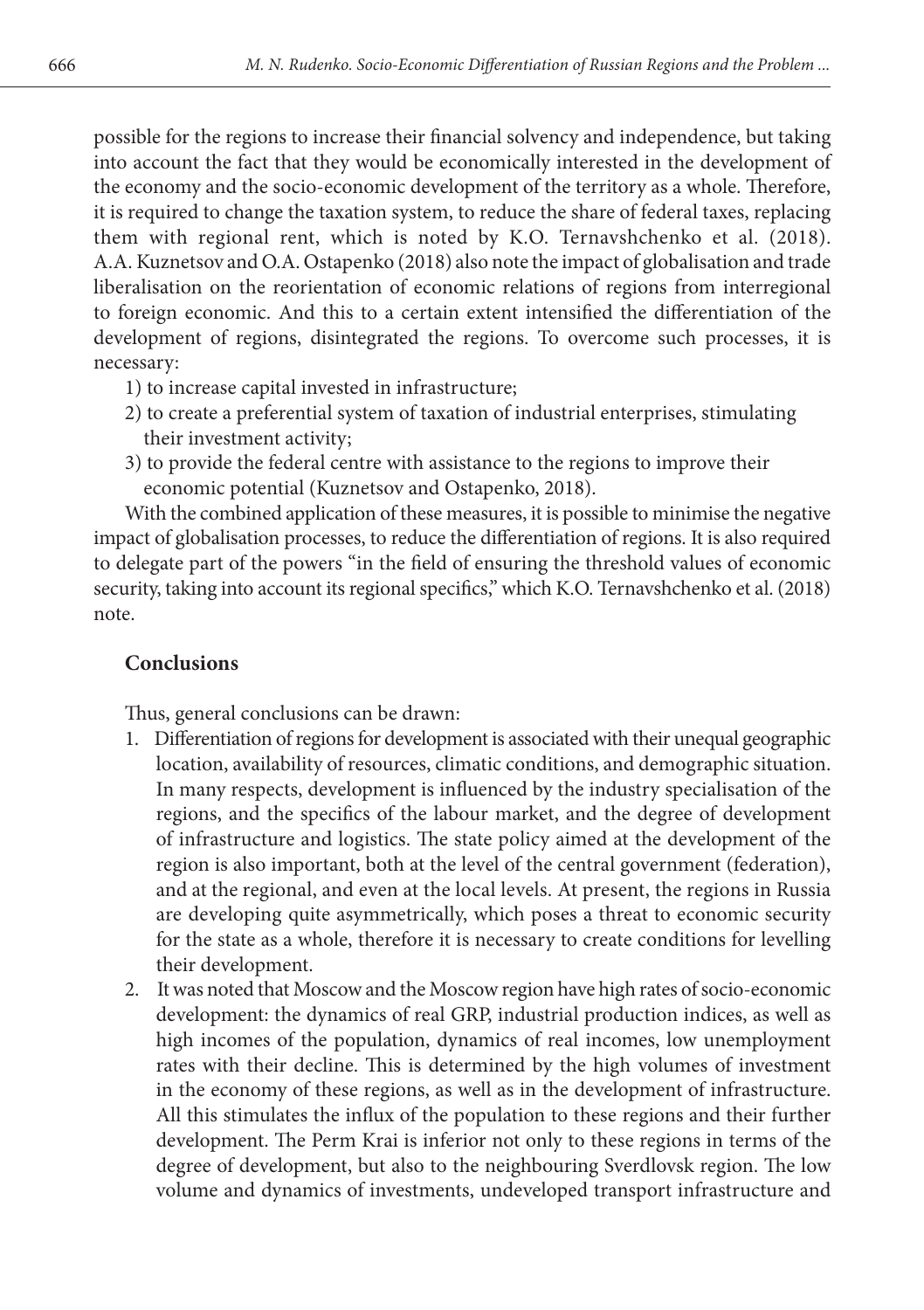possible for the regions to increase their financial solvency and independence, but taking into account the fact that they would be economically interested in the development of the economy and the socio-economic development of the territory as a whole. Therefore, it is required to change the taxation system, to reduce the share of federal taxes, replacing them with regional rent, which is noted by K.O. Ternavshchenko et al. (2018). A.A. Kuznetsov and O.A. Ostapenko (2018) also note the impact of globalisation and trade liberalisation on the reorientation of economic relations of regions from interregional to foreign economic. And this to a certain extent intensified the differentiation of the development of regions, disintegrated the regions. To overcome such processes, it is necessary:

1) to increase capital invested in infrastructure;
2) to create a preferential system of taxation of industrial enterprises, stimulating their investment activity;
3) to provide the federal centre with assistance to the regions to improve their economic potential (Kuznetsov and Ostapenko, 2018).

With the combined application of these measures, it is possible to minimise the negative impact of globalisation processes, to reduce the differentiation of regions. It is also required to delegate part of the powers "in the field of ensuring the threshold values of economic security, taking into account its regional specifics," which K.O. Ternavshchenko et al. (2018) note.

## Conclusions

Thus, general conclusions can be drawn:

1. Differentiation of regions for development is associated with their unequal geographic location, availability of resources, climatic conditions, and demographic situation. In many respects, development is influenced by the industry specialisation of the regions, and the specifics of the labour market, and the degree of development of infrastructure and logistics. The state policy aimed at the development of the region is also important, both at the level of the central government (federation), and at the regional, and even at the local levels. At present, the regions in Russia are developing quite asymmetrically, which poses a threat to economic security for the state as a whole, therefore it is necessary to create conditions for levelling their development.
2. It was noted that Moscow and the Moscow region have high rates of socio-economic development: the dynamics of real GRP, industrial production indices, as well as high incomes of the population, dynamics of real incomes, low unemployment rates with their decline. This is determined by the high volumes of investment in the economy of these regions, as well as in the development of infrastructure. All this stimulates the influx of the population to these regions and their further development. The Perm Krai is inferior not only to these regions in terms of the degree of development, but also to the neighbouring Sverdlovsk region. The low volume and dynamics of investments, undeveloped transport infrastructure and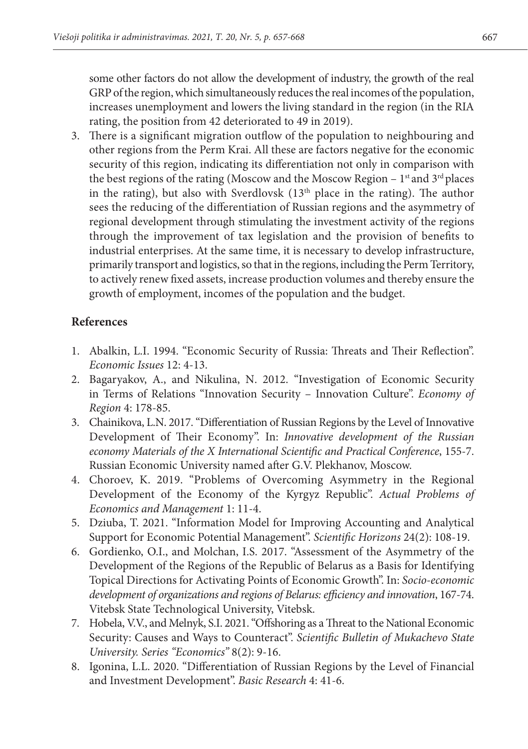some other factors do not allow the development of industry, the growth of the real GRP of the region, which simultaneously reduces the real incomes of the population, increases unemployment and lowers the living standard in the region (in the RIA rating, the position from 42 deteriorated to 49 in 2019).

3. There is a significant migration outflow of the population to neighbouring and other regions from the Perm Krai. All these are factors negative for the economic security of this region, indicating its differentiation not only in comparison with the best regions of the rating (Moscow and the Moscow Region – 1st and 3rd places in the rating), but also with Sverdlovsk (13th place in the rating). The author sees the reducing of the differentiation of Russian regions and the asymmetry of regional development through stimulating the investment activity of the regions through the improvement of tax legislation and the provision of benefits to industrial enterprises. At the same time, it is necessary to develop infrastructure, primarily transport and logistics, so that in the regions, including the Perm Territory, to actively renew fixed assets, increase production volumes and thereby ensure the growth of employment, incomes of the population and the budget.

## References

1. Abalkin, L.I. 1994. "Economic Security of Russia: Threats and Their Reflection". *Economic Issues* 12: 4-13.
2. Bagaryakov, A., and Nikulina, N. 2012. "Investigation of Economic Security in Terms of Relations "Innovation Security – Innovation Culture". *Economy of Region* 4: 178-85.
3. Chainikova, L.N. 2017. "Differentiation of Russian Regions by the Level of Innovative Development of Their Economy". In: *Innovative development of the Russian economy Materials of the X International Scientific and Practical Conference*, 155-7. Russian Economic University named after G.V. Plekhanov, Moscow.
4. Choroev, K. 2019. "Problems of Overcoming Asymmetry in the Regional Development of the Economy of the Kyrgyz Republic". *Actual Problems of Economics and Management* 1: 11-4.
5. Dziuba, T. 2021. "Information Model for Improving Accounting and Analytical Support for Economic Potential Management". *Scientific Horizons* 24(2): 108-19.
6. Gordienko, O.I., and Molchan, I.S. 2017. "Assessment of the Asymmetry of the Development of the Regions of the Republic of Belarus as a Basis for Identifying Topical Directions for Activating Points of Economic Growth". In: *Socio-economic development of organizations and regions of Belarus: efficiency and innovation*, 167-74. Vitebsk State Technological University, Vitebsk.
7. Hobela, V.V., and Melnyk, S.I. 2021. "Offshoring as a Threat to the National Economic Security: Causes and Ways to Counteract". *Scientific Bulletin of Mukachevo State University. Series "Economics"* 8(2): 9-16.
8. Igonina, L.L. 2020. "Differentiation of Russian Regions by the Level of Financial and Investment Development". *Basic Research* 4: 41-6.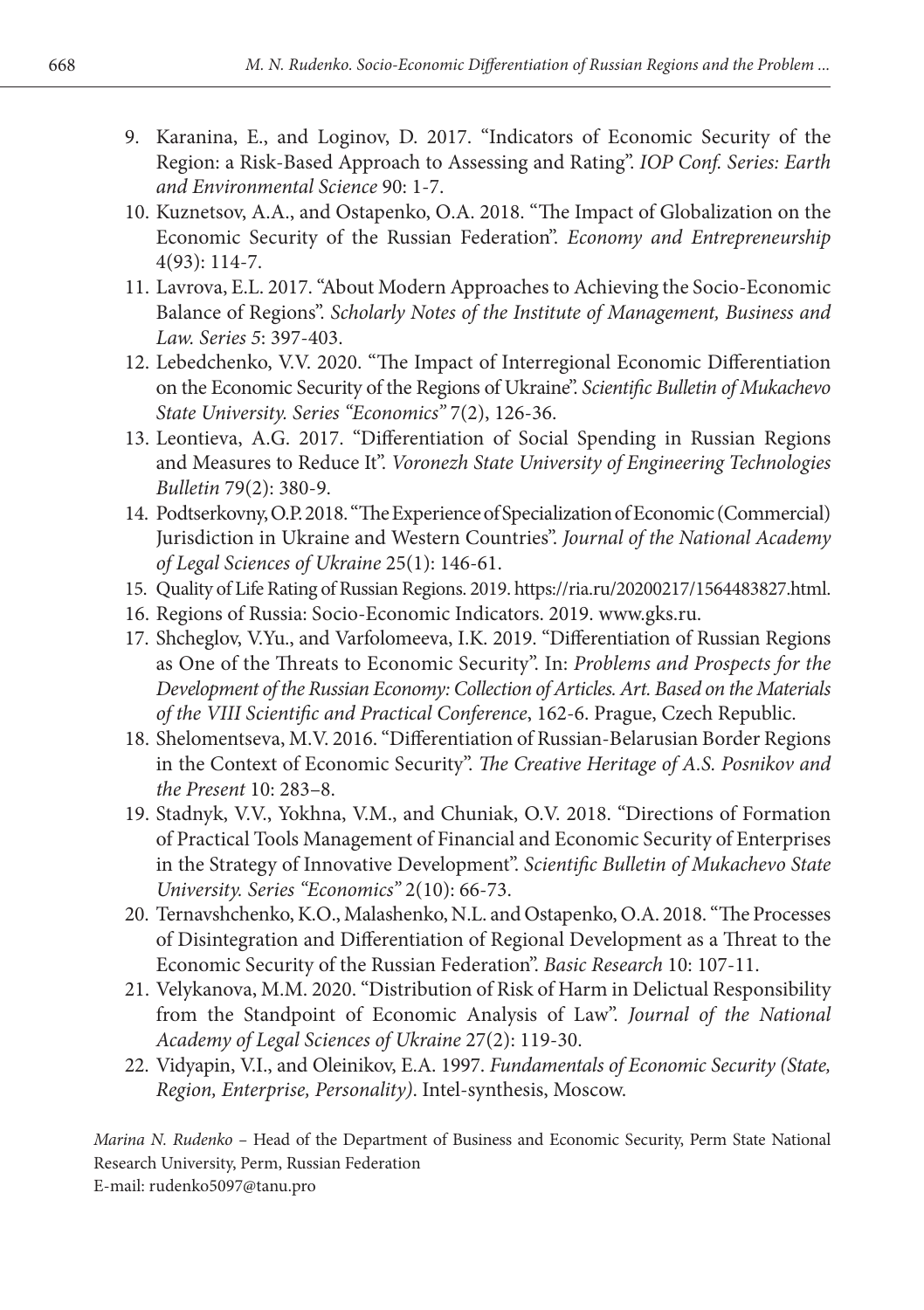9. Karanina, E., and Loginov, D. 2017. "Indicators of Economic Security of the Region: a Risk-Based Approach to Assessing and Rating". *IOP Conf. Series: Earth and Environmental Science* 90: 1-7.
10. Kuznetsov, A.A., and Ostapenko, O.A. 2018. "The Impact of Globalization on the Economic Security of the Russian Federation". *Economy and Entrepreneurship* 4(93): 114-7.
11. Lavrova, E.L. 2017. "About Modern Approaches to Achieving the Socio-Economic Balance of Regions". *Scholarly Notes of the Institute of Management, Business and Law. Series 5*: 397-403.
12. Lebedchenko, V.V. 2020. "The Impact of Interregional Economic Differentiation on the Economic Security of the Regions of Ukraine". *Scientific Bulletin of Mukachevo State University. Series "Economics"* 7(2), 126-36.
13. Leontieva, A.G. 2017. "Differentiation of Social Spending in Russian Regions and Measures to Reduce It". *Voronezh State University of Engineering Technologies Bulletin* 79(2): 380-9.
14. Podtserkovny, O.P. 2018. "The Experience of Specialization of Economic (Commercial) Jurisdiction in Ukraine and Western Countries". *Journal of the National Academy of Legal Sciences of Ukraine* 25(1): 146-61.
15. Quality of Life Rating of Russian Regions. 2019. https://ria.ru/20200217/1564483827.html.
16. Regions of Russia: Socio-Economic Indicators. 2019. www.gks.ru.
17. Shcheglov, V.Yu., and Varfolomeeva, I.K. 2019. "Differentiation of Russian Regions as One of the Threats to Economic Security". In: *Problems and Prospects for the Development of the Russian Economy: Collection of Articles. Art. Based on the Materials of the VIII Scientific and Practical Conference*, 162-6. Prague, Czech Republic.
18. Shelomentseva, M.V. 2016. "Differentiation of Russian-Belarusian Border Regions in the Context of Economic Security". *The Creative Heritage of A.S. Posnikov and the Present* 10: 283–8.
19. Stadnyk, V.V., Yokhna, V.M., and Chuniak, O.V. 2018. "Directions of Formation of Practical Tools Management of Financial and Economic Security of Enterprises in the Strategy of Innovative Development". *Scientific Bulletin of Mukachevo State University. Series "Economics"* 2(10): 66-73.
20. Ternavshchenko, K.O., Malashenko, N.L. and Ostapenko, O.A. 2018. "The Processes of Disintegration and Differentiation of Regional Development as a Threat to the Economic Security of the Russian Federation". *Basic Research* 10: 107-11.
21. Velykanova, M.M. 2020. "Distribution of Risk of Harm in Delictual Responsibility from the Standpoint of Economic Analysis of Law". *Journal of the National Academy of Legal Sciences of Ukraine* 27(2): 119-30.
22. Vidyapin, V.I., and Oleinikov, E.A. 1997. *Fundamentals of Economic Security (State, Region, Enterprise, Personality)*. Intel-synthesis, Moscow.

*Marina N. Rudenko* – Head of the Department of Business and Economic Security, Perm State National Research University, Perm, Russian Federation
E-mail: rudenko5097@tanu.pro